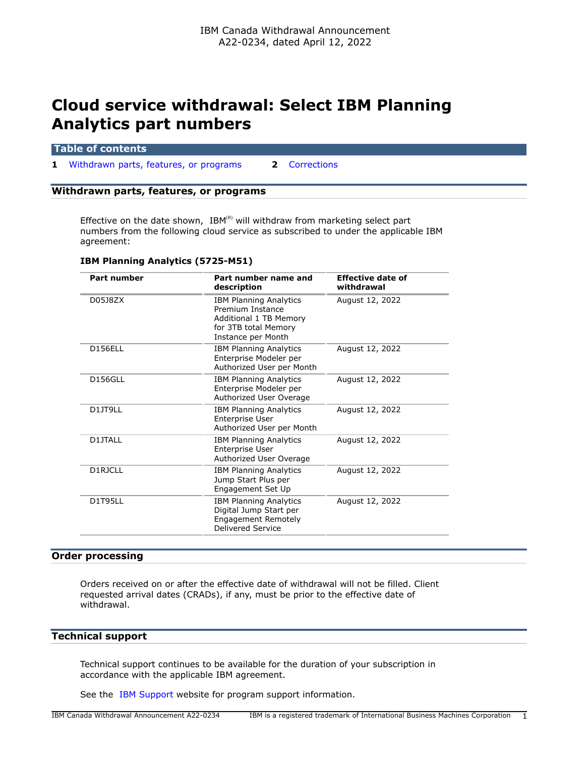IBM Canada Withdrawal Announcement
A22-0234, dated April 12, 2022

# Cloud service withdrawal: Select IBM Planning Analytics part numbers

**Table of contents**

1 Withdrawn parts, features, or programs
2 Corrections

## Withdrawn parts, features, or programs

Effective on the date shown, IBM(R) will withdraw from marketing select part numbers from the following cloud service as subscribed to under the applicable IBM agreement:

**IBM Planning Analytics (5725-M51)**

| Part number | Part number name and description | Effective date of withdrawal |
|---|---|---|
| D05J8ZX | IBM Planning Analytics Premium Instance Additional 1 TB Memory for 3TB total Memory Instance per Month | August 12, 2022 |
| D156ELL | IBM Planning Analytics Enterprise Modeler per Authorized User per Month | August 12, 2022 |
| D156GLL | IBM Planning Analytics Enterprise Modeler per Authorized User Overage | August 12, 2022 |
| D1JT9LL | IBM Planning Analytics Enterprise User Authorized User per Month | August 12, 2022 |
| D1JTALL | IBM Planning Analytics Enterprise User Authorized User Overage | August 12, 2022 |
| D1RJCLL | IBM Planning Analytics Jump Start Plus per Engagement Set Up | August 12, 2022 |
| D1T95LL | IBM Planning Analytics Digital Jump Start per Engagement Remotely Delivered Service | August 12, 2022 |

## Order processing

Orders received on or after the effective date of withdrawal will not be filled. Client requested arrival dates (CRADs), if any, must be prior to the effective date of withdrawal.

## Technical support

Technical support continues to be available for the duration of your subscription in accordance with the applicable IBM agreement.

See the IBM Support website for program support information.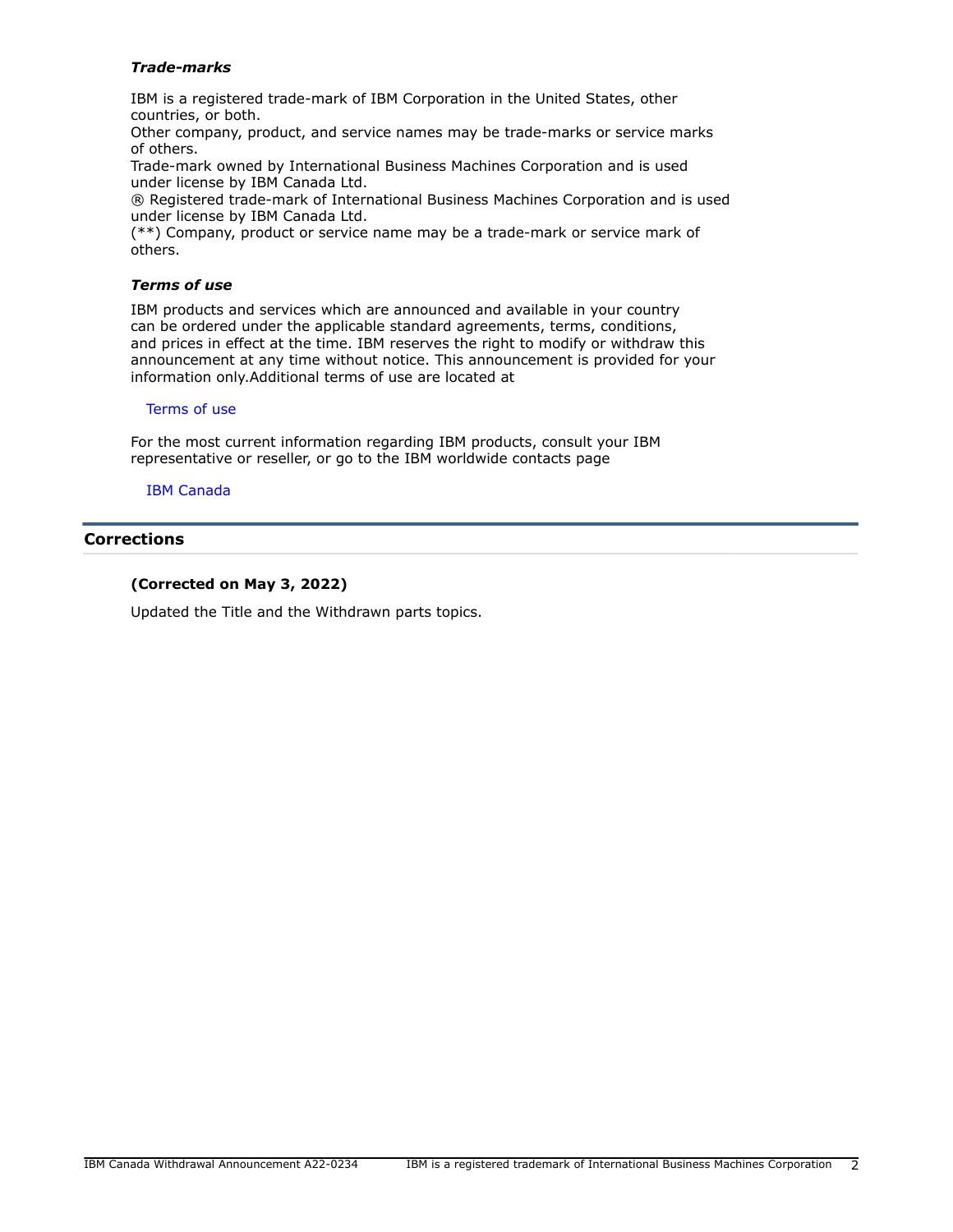***Trade-marks***

IBM is a registered trade-mark of IBM Corporation in the United States, other countries, or both.
Other company, product, and service names may be trade-marks or service marks of others.
Trade-mark owned by International Business Machines Corporation and is used under license by IBM Canada Ltd.
® Registered trade-mark of International Business Machines Corporation and is used under license by IBM Canada Ltd.
(**) Company, product or service name may be a trade-mark or service mark of others.

***Terms of use***

IBM products and services which are announced and available in your country can be ordered under the applicable standard agreements, terms, conditions, and prices in effect at the time. IBM reserves the right to modify or withdraw this announcement at any time without notice. This announcement is provided for your information only.Additional terms of use are located at

Terms of use

For the most current information regarding IBM products, consult your IBM representative or reseller, or go to the IBM worldwide contacts page

IBM Canada

## Corrections

**(Corrected on May 3, 2022)**

Updated the Title and the Withdrawn parts topics.